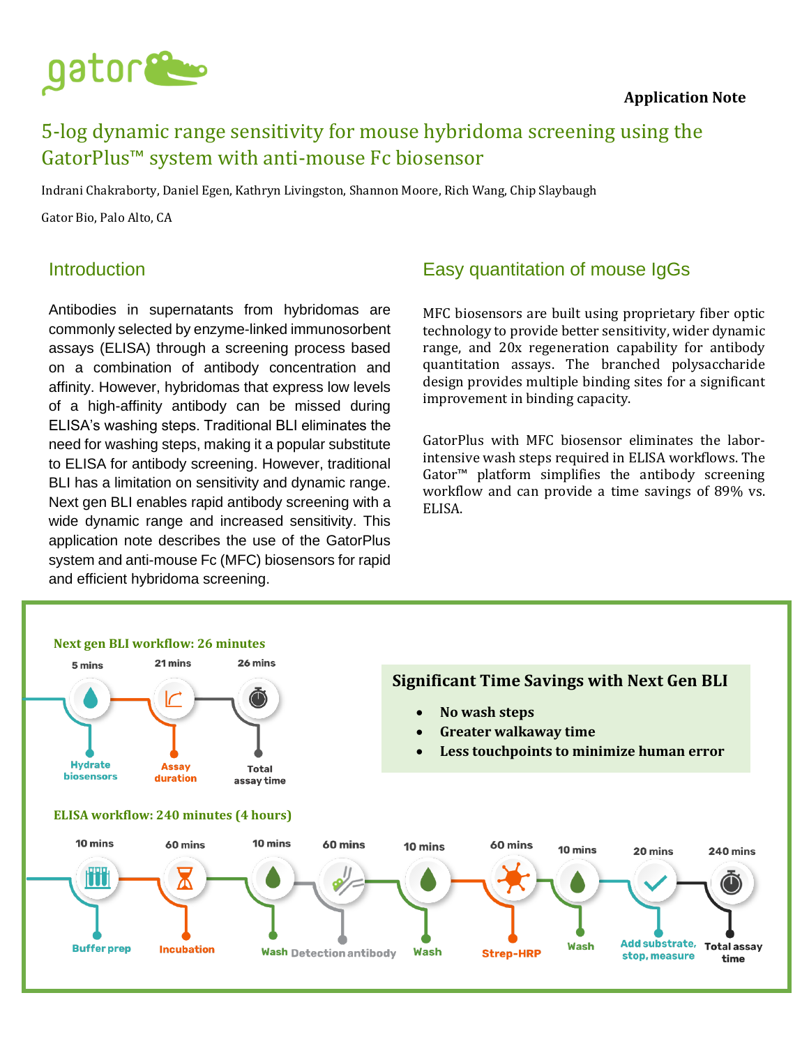gator

**Application Note**

# 5-log dynamic range sensitivity for mouse hybridoma screening using the GatorPlus™ system with anti-mouse Fc biosensor

Indrani Chakraborty, Daniel Egen, Kathryn Livingston, Shannon Moore, Rich Wang, Chip Slaybaugh

Gator Bio, Palo Alto, CA

## Introduction

Antibodies in supernatants from hybridomas are commonly selected by enzyme-linked immunosorbent assays (ELISA) through a screening process based on a combination of antibody concentration and affinity. However, hybridomas that express low levels of a high-affinity antibody can be missed during ELISA's washing steps. Traditional BLI eliminates the need for washing steps, making it a popular substitute to ELISA for antibody screening. However, traditional BLI has a limitation on sensitivity and dynamic range. Next gen BLI enables rapid antibody screening with a wide dynamic range and increased sensitivity. This application note describes the use of the GatorPlus system and anti-mouse Fc (MFC) biosensors for rapid and efficient hybridoma screening.

## Easy quantitation of mouse IgGs

MFC biosensors are built using proprietary fiber optic technology to provide better sensitivity, wider dynamic range, and 20x regeneration capability for antibody quantitation assays. The branched polysaccharide design provides multiple binding sites for a significant improvement in binding capacity.

GatorPlus with MFC biosensor eliminates the labor-intensive wash steps required in ELISA workflows. The Gator™ platform simplifies the antibody screening workflow and can provide a time savings of 89% vs. ELISA.

**Next gen BLI workflow: 26 minutes**

- 5 mins – Hydrate biosensors
- 21 mins – Assay duration
- 26 mins – Total assay time

**Significant Time Savings with Next Gen BLI**

- **No wash steps**
- **Greater walkaway time**
- **Less touchpoints to minimize human error**

**ELISA workflow: 240 minutes (4 hours)**

- 10 mins – Buffer prep
- 60 mins – Incubation
- 10 mins – Wash
- 60 mins – Detection antibody
- 10 mins – Wash
- 60 mins – Strep-HRP
- 10 mins – Wash
- 20 mins – Add substrate, stop, measure
- 240 mins – Total assay time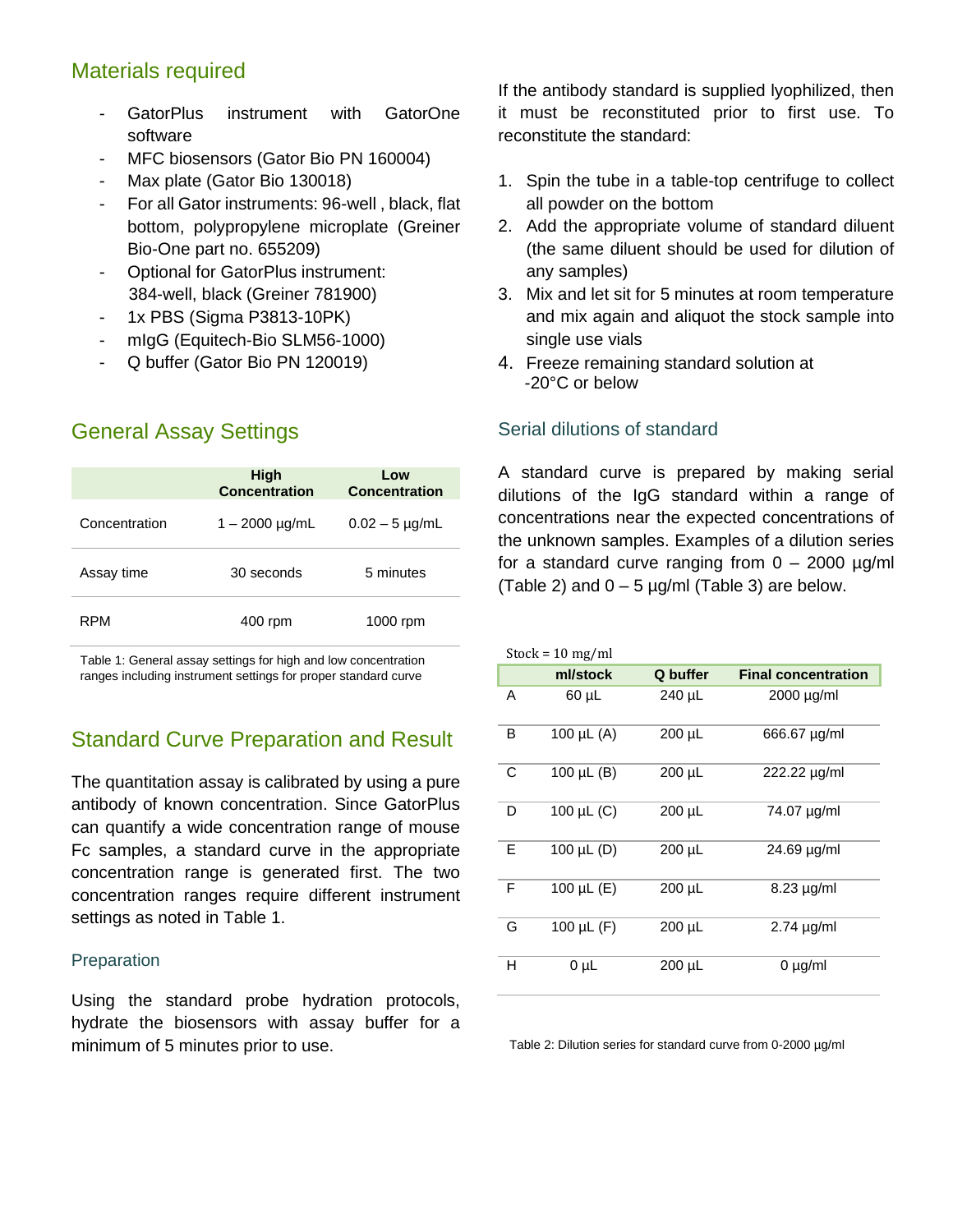## Materials required

- GatorPlus instrument with GatorOne software
- MFC biosensors (Gator Bio PN 160004)
- Max plate (Gator Bio 130018)
- For all Gator instruments: 96-well , black, flat bottom, polypropylene microplate (Greiner Bio-One part no. 655209)
- Optional for GatorPlus instrument: 384-well, black (Greiner 781900)
- 1x PBS (Sigma P3813-10PK)
- mIgG (Equitech-Bio SLM56-1000)
- Q buffer (Gator Bio PN 120019)

## General Assay Settings

| | **High Concentration** | **Low Concentration** |
|---|---|---|
| Concentration | 1 – 2000 µg/mL | 0.02 – 5 µg/mL |
| Assay time | 30 seconds | 5 minutes |
| RPM | 400 rpm | 1000 rpm |

Table 1: General assay settings for high and low concentration ranges including instrument settings for proper standard curve

## Standard Curve Preparation and Result

The quantitation assay is calibrated by using a pure antibody of known concentration. Since GatorPlus can quantify a wide concentration range of mouse Fc samples, a standard curve in the appropriate concentration range is generated first. The two concentration ranges require different instrument settings as noted in Table 1.

### Preparation

Using the standard probe hydration protocols, hydrate the biosensors with assay buffer for a minimum of 5 minutes prior to use.

If the antibody standard is supplied lyophilized, then it must be reconstituted prior to first use. To reconstitute the standard:

1. Spin the tube in a table-top centrifuge to collect all powder on the bottom
2. Add the appropriate volume of standard diluent (the same diluent should be used for dilution of any samples)
3. Mix and let sit for 5 minutes at room temperature and mix again and aliquot the stock sample into single use vials
4. Freeze remaining standard solution at -20°C or below

### Serial dilutions of standard

A standard curve is prepared by making serial dilutions of the IgG standard within a range of concentrations near the expected concentrations of the unknown samples. Examples of a dilution series for a standard curve ranging from 0 – 2000 µg/ml (Table 2) and 0 – 5 µg/ml (Table 3) are below.

Stock = 10 mg/ml

| | ml/stock | Q buffer | Final concentration |
|---|---|---|---|
| A | 60 µL | 240 µL | 2000 µg/ml |
| B | 100 µL (A) | 200 µL | 666.67 µg/ml |
| C | 100 µL (B) | 200 µL | 222.22 µg/ml |
| D | 100 µL (C) | 200 µL | 74.07 µg/ml |
| E | 100 µL (D) | 200 µL | 24.69 µg/ml |
| F | 100 µL (E) | 200 µL | 8.23 µg/ml |
| G | 100 µL (F) | 200 µL | 2.74 µg/ml |
| H | 0 µL | 200 µL | 0 µg/ml |

Table 2: Dilution series for standard curve from 0-2000 µg/ml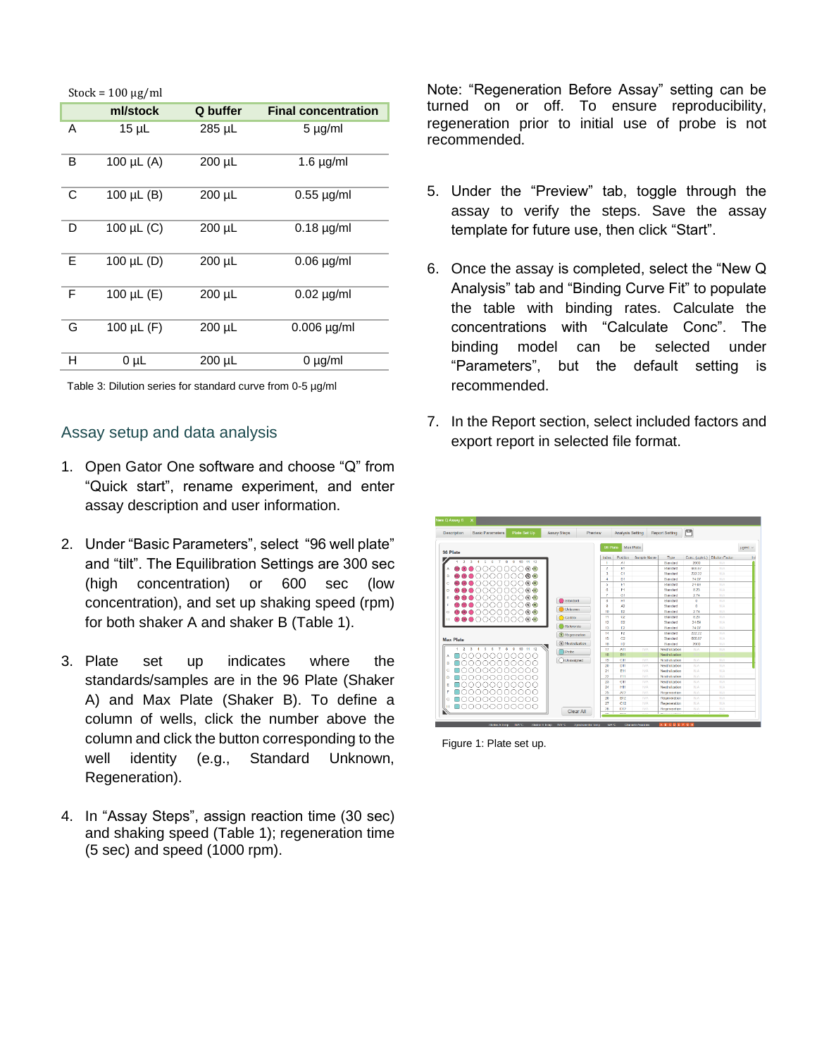Stock = 100 µg/ml

| | ml/stock | Q buffer | Final concentration |
|---|---|---|---|
| A | 15 µL | 285 µL | 5 µg/ml |
| B | 100 µL (A) | 200 µL | 1.6 µg/ml |
| C | 100 µL (B) | 200 µL | 0.55 µg/ml |
| D | 100 µL (C) | 200 µL | 0.18 µg/ml |
| E | 100 µL (D) | 200 µL | 0.06 µg/ml |
| F | 100 µL (E) | 200 µL | 0.02 µg/ml |
| G | 100 µL (F) | 200 µL | 0.006 µg/ml |
| H | 0 µL | 200 µL | 0 µg/ml |

Table 3: Dilution series for standard curve from 0-5 µg/ml

## Assay setup and data analysis

1. Open Gator One software and choose "Q" from "Quick start", rename experiment, and enter assay description and user information.
2. Under "Basic Parameters", select "96 well plate" and "tilt". The Equilibration Settings are 300 sec (high concentration) or 600 sec (low concentration), and set up shaking speed (rpm) for both shaker A and shaker B (Table 1).
3. Plate set up indicates where the standards/samples are in the 96 Plate (Shaker A) and Max Plate (Shaker B). To define a column of wells, click the number above the column and click the button corresponding to the well identity (e.g., Standard Unknown, Regeneration).
4. In "Assay Steps", assign reaction time (30 sec) and shaking speed (Table 1); regeneration time (5 sec) and speed (1000 rpm).

Note: "Regeneration Before Assay" setting can be turned on or off. To ensure reproducibility, regeneration prior to initial use of probe is not recommended.

5. Under the "Preview" tab, toggle through the assay to verify the steps. Save the assay template for future use, then click "Start".
6. Once the assay is completed, select the "New Q Analysis" tab and "Binding Curve Fit" to populate the table with binding rates. Calculate the concentrations with "Calculate Conc". The binding model can be selected under "Parameters", but the default setting is recommended.
7. In the Report section, select included factors and export report in selected file format.

Figure 1: Plate set up.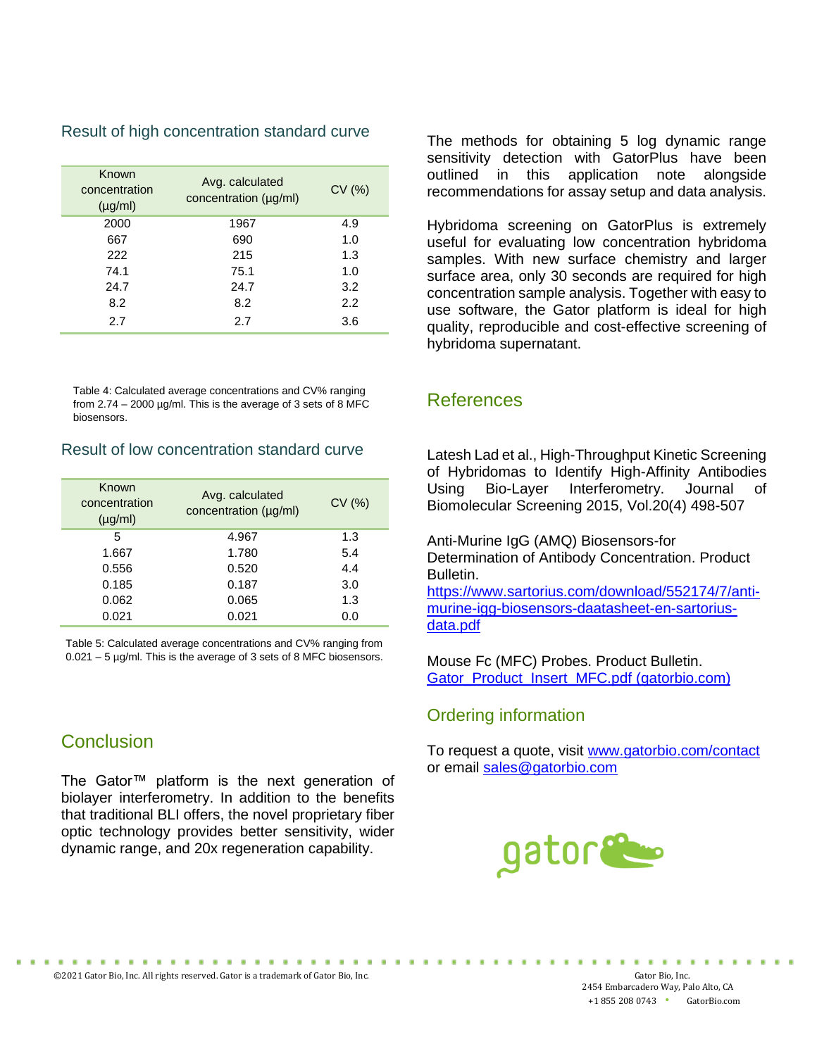## Result of high concentration standard curve

| Known concentration (µg/ml) | Avg. calculated concentration (µg/ml) | CV (%) |
|---|---|---|
| 2000 | 1967 | 4.9 |
| 667 | 690 | 1.0 |
| 222 | 215 | 1.3 |
| 74.1 | 75.1 | 1.0 |
| 24.7 | 24.7 | 3.2 |
| 8.2 | 8.2 | 2.2 |
| 2.7 | 2.7 | 3.6 |

Table 4: Calculated average concentrations and CV% ranging from 2.74 – 2000 µg/ml. This is the average of 3 sets of 8 MFC biosensors.

## Result of low concentration standard curve

| Known concentration (µg/ml) | Avg. calculated concentration (µg/ml) | CV (%) |
|---|---|---|
| 5 | 4.967 | 1.3 |
| 1.667 | 1.780 | 5.4 |
| 0.556 | 0.520 | 4.4 |
| 0.185 | 0.187 | 3.0 |
| 0.062 | 0.065 | 1.3 |
| 0.021 | 0.021 | 0.0 |

Table 5: Calculated average concentrations and CV% ranging from 0.021 – 5 µg/ml. This is the average of 3 sets of 8 MFC biosensors.

## Conclusion

The Gator™ platform is the next generation of biolayer interferometry. In addition to the benefits that traditional BLI offers, the novel proprietary fiber optic technology provides better sensitivity, wider dynamic range, and 20x regeneration capability.

The methods for obtaining 5 log dynamic range sensitivity detection with GatorPlus have been outlined in this application note alongside recommendations for assay setup and data analysis.

Hybridoma screening on GatorPlus is extremely useful for evaluating low concentration hybridoma samples. With new surface chemistry and larger surface area, only 30 seconds are required for high concentration sample analysis. Together with easy to use software, the Gator platform is ideal for high quality, reproducible and cost-effective screening of hybridoma supernatant.

## References

Latesh Lad et al., High-Throughput Kinetic Screening of Hybridomas to Identify High-Affinity Antibodies Using Bio-Layer Interferometry. Journal of Biomolecular Screening 2015, Vol.20(4) 498-507

Anti-Murine IgG (AMQ) Biosensors-for Determination of Antibody Concentration. Product Bulletin. https://www.sartorius.com/download/552174/7/anti-murine-igg-biosensors-daatasheet-en-sartorius-data.pdf

Mouse Fc (MFC) Probes. Product Bulletin. Gator_Product_Insert_MFC.pdf (gatorbio.com)

## Ordering information

To request a quote, visit www.gatorbio.com/contact or email sales@gatorbio.com

gator

©2021 Gator Bio, Inc. All rights reserved. Gator is a trademark of Gator Bio, Inc.

Gator Bio, Inc.
2454 Embarcadero Way, Palo Alto, CA
+1 855 208 0743 • GatorBio.com